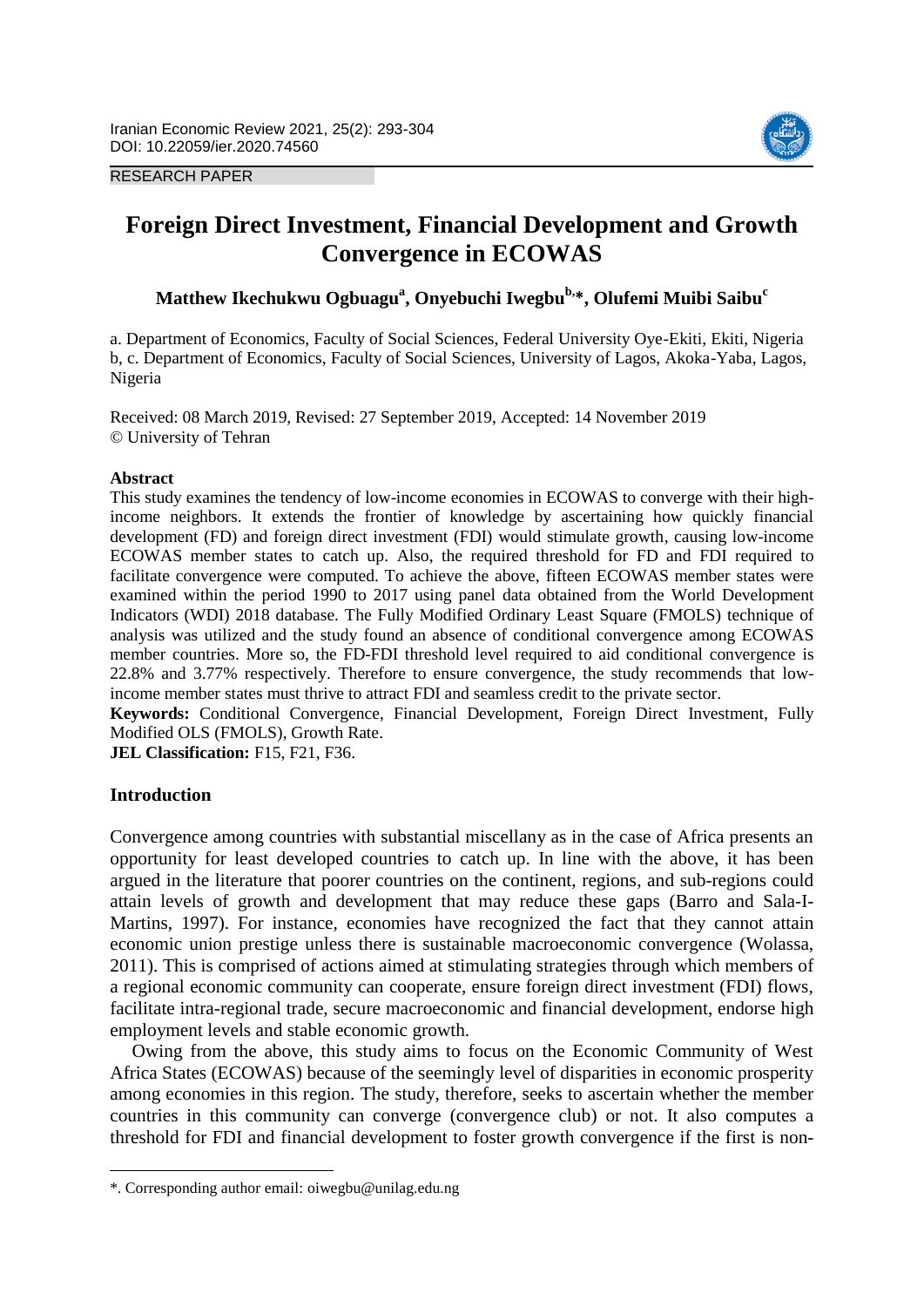RESEARCH PAPER

# Foreign Direct Investment, Financial Development and Growth Convergence in ECOWAS

**Matthew Ikechukwu Ogbuagu[a], Onyebuchi Iwegbu[b,*], Olufemi Muibi Saibu[c]**

a. Department of Economics, Faculty of Social Sciences, Federal University Oye-Ekiti, Ekiti, Nigeria
b, c. Department of Economics, Faculty of Social Sciences, University of Lagos, Akoka-Yaba, Lagos, Nigeria

Received: 08 March 2019, Revised: 27 September 2019, Accepted: 14 November 2019
© University of Tehran

**Abstract**

This study examines the tendency of low-income economies in ECOWAS to converge with their high-income neighbors. It extends the frontier of knowledge by ascertaining how quickly financial development (FD) and foreign direct investment (FDI) would stimulate growth, causing low-income ECOWAS member states to catch up. Also, the required threshold for FD and FDI required to facilitate convergence were computed. To achieve the above, fifteen ECOWAS member states were examined within the period 1990 to 2017 using panel data obtained from the World Development Indicators (WDI) 2018 database. The Fully Modified Ordinary Least Square (FMOLS) technique of analysis was utilized and the study found an absence of conditional convergence among ECOWAS member countries. More so, the FD-FDI threshold level required to aid conditional convergence is 22.8% and 3.77% respectively. Therefore to ensure convergence, the study recommends that low-income member states must thrive to attract FDI and seamless credit to the private sector.

**Keywords:** Conditional Convergence, Financial Development, Foreign Direct Investment, Fully Modified OLS (FMOLS), Growth Rate.

**JEL Classification:** F15, F21, F36.

## Introduction

Convergence among countries with substantial miscellany as in the case of Africa presents an opportunity for least developed countries to catch up. In line with the above, it has been argued in the literature that poorer countries on the continent, regions, and sub-regions could attain levels of growth and development that may reduce these gaps (Barro and Sala-I-Martins, 1997). For instance, economies have recognized the fact that they cannot attain economic union prestige unless there is sustainable macroeconomic convergence (Wolassa, 2011). This is comprised of actions aimed at stimulating strategies through which members of a regional economic community can cooperate, ensure foreign direct investment (FDI) flows, facilitate intra-regional trade, secure macroeconomic and financial development, endorse high employment levels and stable economic growth.

Owing from the above, this study aims to focus on the Economic Community of West Africa States (ECOWAS) because of the seemingly level of disparities in economic prosperity among economies in this region. The study, therefore, seeks to ascertain whether the member countries in this community can converge (convergence club) or not. It also computes a threshold for FDI and financial development to foster growth convergence if the first is non-

*. Corresponding author email: oiwegbu@unilag.edu.ng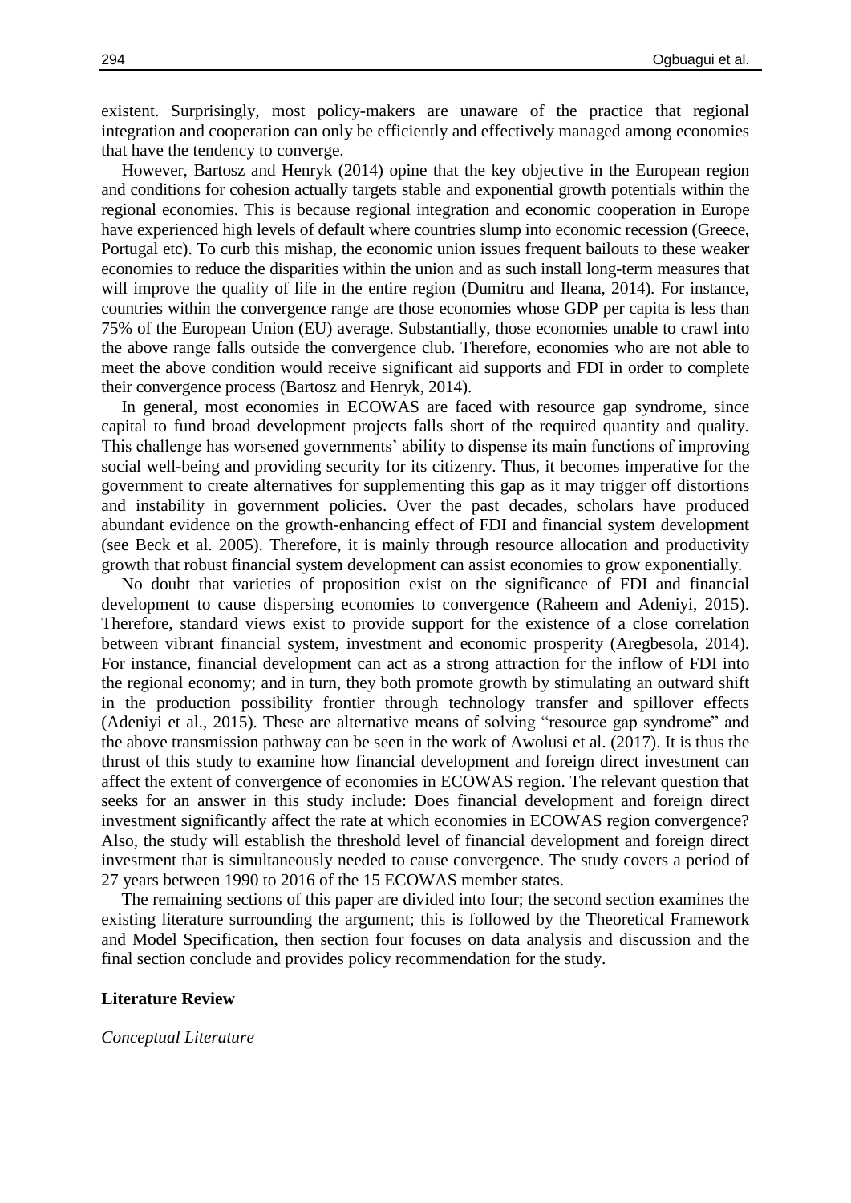existent. Surprisingly, most policy-makers are unaware of the practice that regional integration and cooperation can only be efficiently and effectively managed among economies that have the tendency to converge.

However, Bartosz and Henryk (2014) opine that the key objective in the European region and conditions for cohesion actually targets stable and exponential growth potentials within the regional economies. This is because regional integration and economic cooperation in Europe have experienced high levels of default where countries slump into economic recession (Greece, Portugal etc). To curb this mishap, the economic union issues frequent bailouts to these weaker economies to reduce the disparities within the union and as such install long-term measures that will improve the quality of life in the entire region (Dumitru and Ileana, 2014). For instance, countries within the convergence range are those economies whose GDP per capita is less than 75% of the European Union (EU) average. Substantially, those economies unable to crawl into the above range falls outside the convergence club. Therefore, economies who are not able to meet the above condition would receive significant aid supports and FDI in order to complete their convergence process (Bartosz and Henryk, 2014).

In general, most economies in ECOWAS are faced with resource gap syndrome, since capital to fund broad development projects falls short of the required quantity and quality. This challenge has worsened governments' ability to dispense its main functions of improving social well-being and providing security for its citizenry. Thus, it becomes imperative for the government to create alternatives for supplementing this gap as it may trigger off distortions and instability in government policies. Over the past decades, scholars have produced abundant evidence on the growth-enhancing effect of FDI and financial system development (see Beck et al. 2005). Therefore, it is mainly through resource allocation and productivity growth that robust financial system development can assist economies to grow exponentially.

No doubt that varieties of proposition exist on the significance of FDI and financial development to cause dispersing economies to convergence (Raheem and Adeniyi, 2015). Therefore, standard views exist to provide support for the existence of a close correlation between vibrant financial system, investment and economic prosperity (Aregbesola, 2014). For instance, financial development can act as a strong attraction for the inflow of FDI into the regional economy; and in turn, they both promote growth by stimulating an outward shift in the production possibility frontier through technology transfer and spillover effects (Adeniyi et al., 2015). These are alternative means of solving "resource gap syndrome" and the above transmission pathway can be seen in the work of Awolusi et al. (2017). It is thus the thrust of this study to examine how financial development and foreign direct investment can affect the extent of convergence of economies in ECOWAS region. The relevant question that seeks for an answer in this study include: Does financial development and foreign direct investment significantly affect the rate at which economies in ECOWAS region convergence? Also, the study will establish the threshold level of financial development and foreign direct investment that is simultaneously needed to cause convergence. The study covers a period of 27 years between 1990 to 2016 of the 15 ECOWAS member states.

The remaining sections of this paper are divided into four; the second section examines the existing literature surrounding the argument; this is followed by the Theoretical Framework and Model Specification, then section four focuses on data analysis and discussion and the final section conclude and provides policy recommendation for the study.

## Literature Review

### *Conceptual Literature*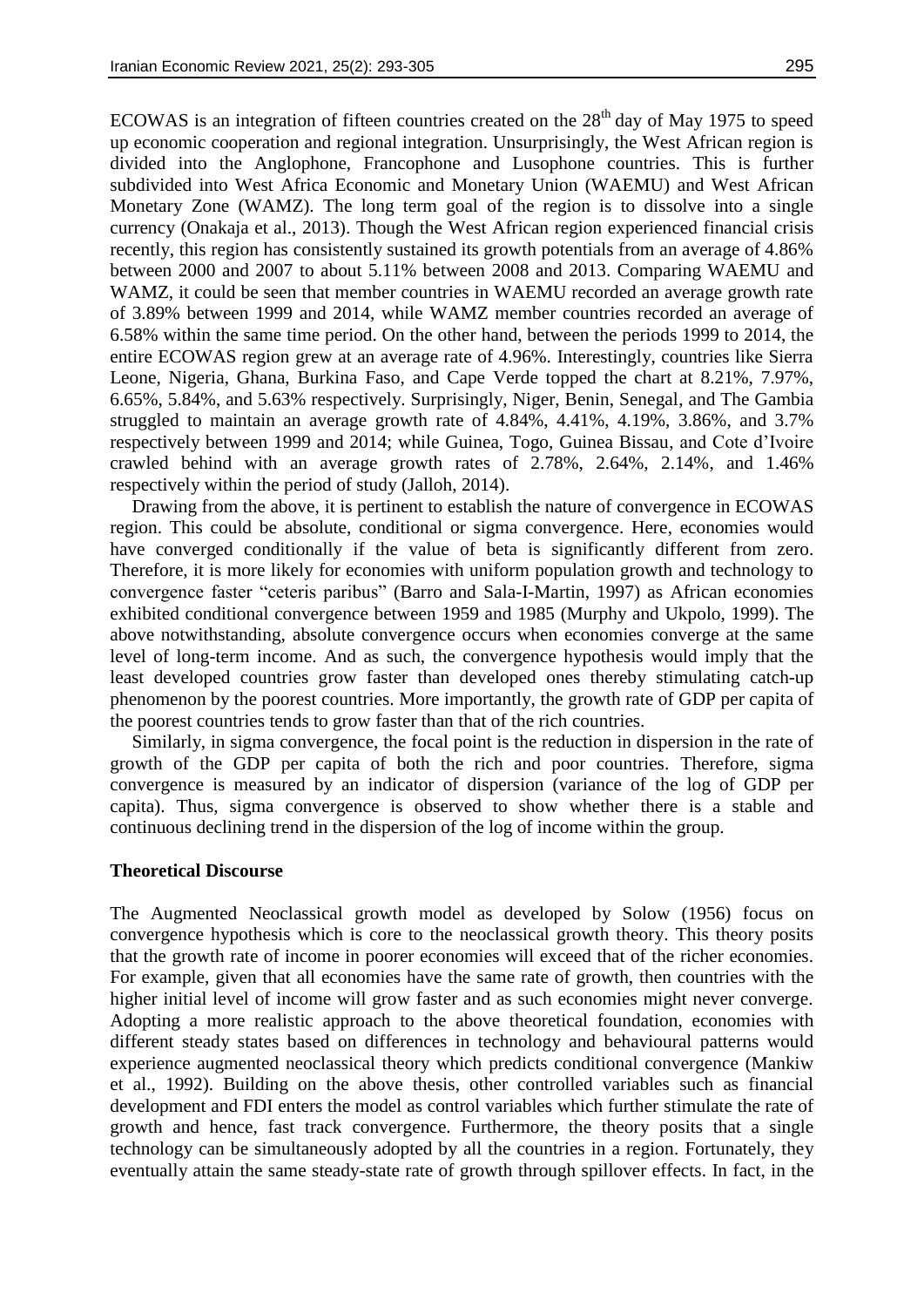ECOWAS is an integration of fifteen countries created on the 28th day of May 1975 to speed up economic cooperation and regional integration. Unsurprisingly, the West African region is divided into the Anglophone, Francophone and Lusophone countries. This is further subdivided into West Africa Economic and Monetary Union (WAEMU) and West African Monetary Zone (WAMZ). The long term goal of the region is to dissolve into a single currency (Onakaja et al., 2013). Though the West African region experienced financial crisis recently, this region has consistently sustained its growth potentials from an average of 4.86% between 2000 and 2007 to about 5.11% between 2008 and 2013. Comparing WAEMU and WAMZ, it could be seen that member countries in WAEMU recorded an average growth rate of 3.89% between 1999 and 2014, while WAMZ member countries recorded an average of 6.58% within the same time period. On the other hand, between the periods 1999 to 2014, the entire ECOWAS region grew at an average rate of 4.96%. Interestingly, countries like Sierra Leone, Nigeria, Ghana, Burkina Faso, and Cape Verde topped the chart at 8.21%, 7.97%, 6.65%, 5.84%, and 5.63% respectively. Surprisingly, Niger, Benin, Senegal, and The Gambia struggled to maintain an average growth rate of 4.84%, 4.41%, 4.19%, 3.86%, and 3.7% respectively between 1999 and 2014; while Guinea, Togo, Guinea Bissau, and Cote d'Ivoire crawled behind with an average growth rates of 2.78%, 2.64%, 2.14%, and 1.46% respectively within the period of study (Jalloh, 2014).

Drawing from the above, it is pertinent to establish the nature of convergence in ECOWAS region. This could be absolute, conditional or sigma convergence. Here, economies would have converged conditionally if the value of beta is significantly different from zero. Therefore, it is more likely for economies with uniform population growth and technology to convergence faster "ceteris paribus" (Barro and Sala-I-Martin, 1997) as African economies exhibited conditional convergence between 1959 and 1985 (Murphy and Ukpolo, 1999). The above notwithstanding, absolute convergence occurs when economies converge at the same level of long-term income. And as such, the convergence hypothesis would imply that the least developed countries grow faster than developed ones thereby stimulating catch-up phenomenon by the poorest countries. More importantly, the growth rate of GDP per capita of the poorest countries tends to grow faster than that of the rich countries.

Similarly, in sigma convergence, the focal point is the reduction in dispersion in the rate of growth of the GDP per capita of both the rich and poor countries. Therefore, sigma convergence is measured by an indicator of dispersion (variance of the log of GDP per capita). Thus, sigma convergence is observed to show whether there is a stable and continuous declining trend in the dispersion of the log of income within the group.

### Theoretical Discourse

The Augmented Neoclassical growth model as developed by Solow (1956) focus on convergence hypothesis which is core to the neoclassical growth theory. This theory posits that the growth rate of income in poorer economies will exceed that of the richer economies. For example, given that all economies have the same rate of growth, then countries with the higher initial level of income will grow faster and as such economies might never converge. Adopting a more realistic approach to the above theoretical foundation, economies with different steady states based on differences in technology and behavioural patterns would experience augmented neoclassical theory which predicts conditional convergence (Mankiw et al., 1992). Building on the above thesis, other controlled variables such as financial development and FDI enters the model as control variables which further stimulate the rate of growth and hence, fast track convergence. Furthermore, the theory posits that a single technology can be simultaneously adopted by all the countries in a region. Fortunately, they eventually attain the same steady-state rate of growth through spillover effects. In fact, in the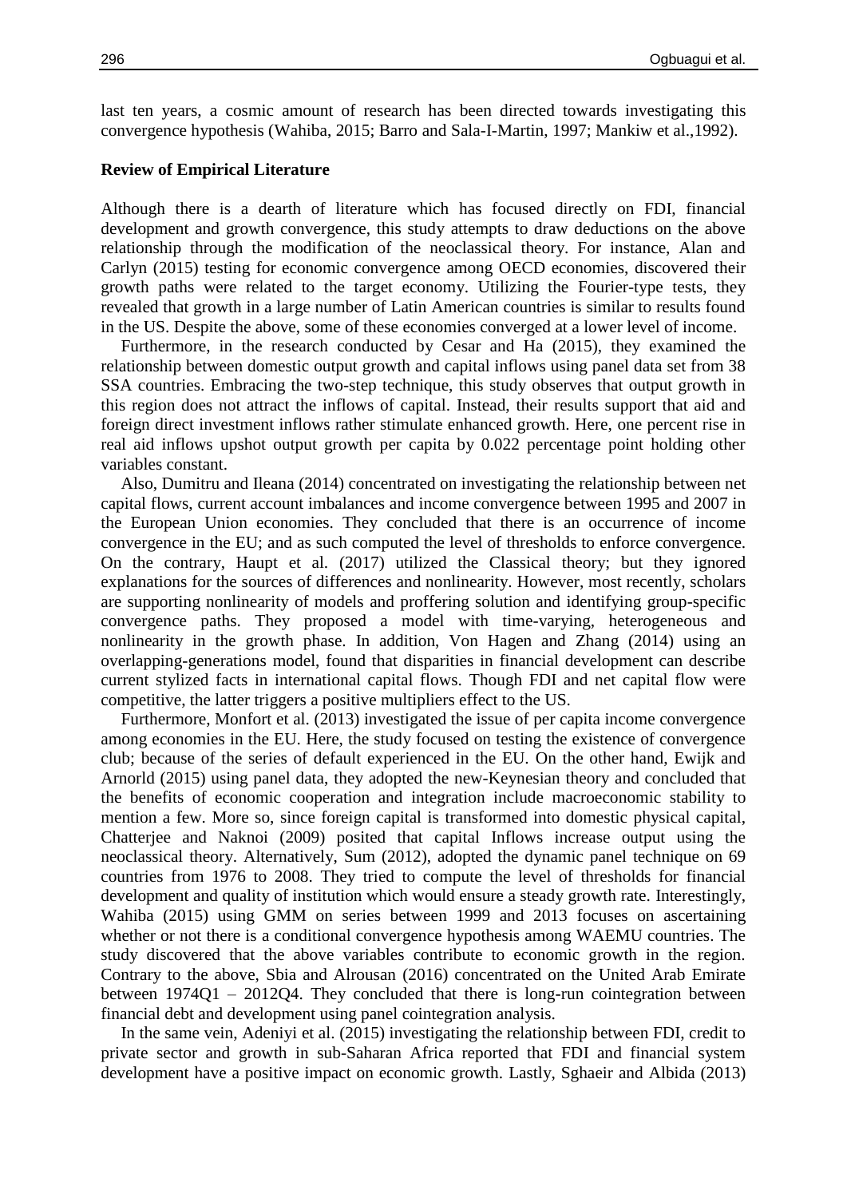last ten years, a cosmic amount of research has been directed towards investigating this convergence hypothesis (Wahiba, 2015; Barro and Sala-I-Martin, 1997; Mankiw et al.,1992).

**Review of Empirical Literature**

Although there is a dearth of literature which has focused directly on FDI, financial development and growth convergence, this study attempts to draw deductions on the above relationship through the modification of the neoclassical theory. For instance, Alan and Carlyn (2015) testing for economic convergence among OECD economies, discovered their growth paths were related to the target economy. Utilizing the Fourier-type tests, they revealed that growth in a large number of Latin American countries is similar to results found in the US. Despite the above, some of these economies converged at a lower level of income.

Furthermore, in the research conducted by Cesar and Ha (2015), they examined the relationship between domestic output growth and capital inflows using panel data set from 38 SSA countries. Embracing the two-step technique, this study observes that output growth in this region does not attract the inflows of capital. Instead, their results support that aid and foreign direct investment inflows rather stimulate enhanced growth. Here, one percent rise in real aid inflows upshot output growth per capita by 0.022 percentage point holding other variables constant.

Also, Dumitru and Ileana (2014) concentrated on investigating the relationship between net capital flows, current account imbalances and income convergence between 1995 and 2007 in the European Union economies. They concluded that there is an occurrence of income convergence in the EU; and as such computed the level of thresholds to enforce convergence. On the contrary, Haupt et al. (2017) utilized the Classical theory; but they ignored explanations for the sources of differences and nonlinearity. However, most recently, scholars are supporting nonlinearity of models and proffering solution and identifying group-specific convergence paths. They proposed a model with time-varying, heterogeneous and nonlinearity in the growth phase. In addition, Von Hagen and Zhang (2014) using an overlapping-generations model, found that disparities in financial development can describe current stylized facts in international capital flows. Though FDI and net capital flow were competitive, the latter triggers a positive multipliers effect to the US.

Furthermore, Monfort et al. (2013) investigated the issue of per capita income convergence among economies in the EU. Here, the study focused on testing the existence of convergence club; because of the series of default experienced in the EU. On the other hand, Ewijk and Arnorld (2015) using panel data, they adopted the new-Keynesian theory and concluded that the benefits of economic cooperation and integration include macroeconomic stability to mention a few. More so, since foreign capital is transformed into domestic physical capital, Chatterjee and Naknoi (2009) posited that capital Inflows increase output using the neoclassical theory. Alternatively, Sum (2012), adopted the dynamic panel technique on 69 countries from 1976 to 2008. They tried to compute the level of thresholds for financial development and quality of institution which would ensure a steady growth rate. Interestingly, Wahiba (2015) using GMM on series between 1999 and 2013 focuses on ascertaining whether or not there is a conditional convergence hypothesis among WAEMU countries. The study discovered that the above variables contribute to economic growth in the region. Contrary to the above, Sbia and Alrousan (2016) concentrated on the United Arab Emirate between 1974Q1 – 2012Q4. They concluded that there is long-run cointegration between financial debt and development using panel cointegration analysis.

In the same vein, Adeniyi et al. (2015) investigating the relationship between FDI, credit to private sector and growth in sub-Saharan Africa reported that FDI and financial system development have a positive impact on economic growth. Lastly, Sghaeir and Albida (2013)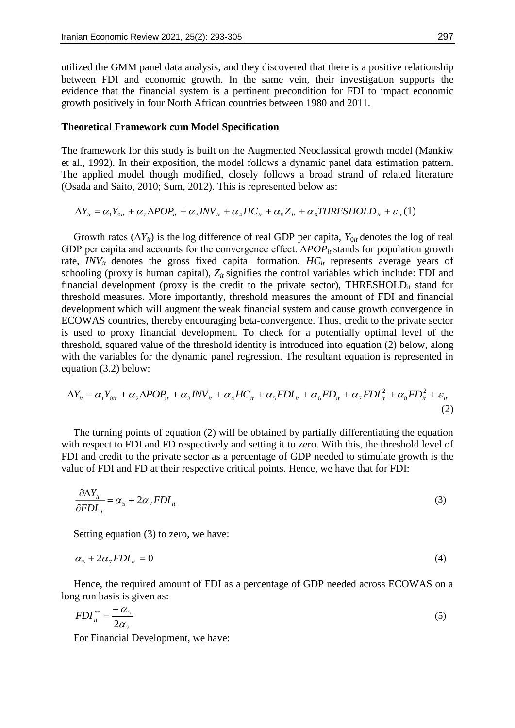utilized the GMM panel data analysis, and they discovered that there is a positive relationship between FDI and economic growth. In the same vein, their investigation supports the evidence that the financial system is a pertinent precondition for FDI to impact economic growth positively in four North African countries between 1980 and 2011.

**Theoretical Framework cum Model Specification**

The framework for this study is built on the Augmented Neoclassical growth model (Mankiw et al., 1992). In their exposition, the model follows a dynamic panel data estimation pattern. The applied model though modified, closely follows a broad strand of related literature (Osada and Saito, 2010; Sum, 2012). This is represented below as:

$$\Delta Y_{it} = \alpha_1 Y_{0it} + \alpha_2 \Delta POP_{it} + \alpha_3 INV_{it} + \alpha_4 HC_{it} + \alpha_5 Z_{it} + \alpha_6 THRESHOLD_{it} + \varepsilon_{it} \quad (1)$$

Growth rates ($\Delta Y_{it}$) is the log difference of real GDP per capita, $Y_{0it}$ denotes the log of real GDP per capita and accounts for the convergence effect. $\Delta POP_{it}$ stands for population growth rate, $INV_{it}$ denotes the gross fixed capital formation, $HC_{it}$ represents average years of schooling (proxy is human capital), $Z_{it}$ signifies the control variables which include: FDI and financial development (proxy is the credit to the private sector), $THRESHOLD_{it}$ stand for threshold measures. More importantly, threshold measures the amount of FDI and financial development which will augment the weak financial system and cause growth convergence in ECOWAS countries, thereby encouraging beta-convergence. Thus, credit to the private sector is used to proxy financial development. To check for a potentially optimal level of the threshold, squared value of the threshold identity is introduced into equation (2) below, along with the variables for the dynamic panel regression. The resultant equation is represented in equation (3.2) below:

$$\Delta Y_{it} = \alpha_1 Y_{0it} + \alpha_2 \Delta POP_{it} + \alpha_3 INV_{it} + \alpha_4 HC_{it} + \alpha_5 FDI_{it} + \alpha_6 FD_{it} + \alpha_7 FDI_{it}^2 + \alpha_8 FD_{it}^2 + \varepsilon_{it} \quad (2)$$

The turning points of equation (2) will be obtained by partially differentiating the equation with respect to FDI and FD respectively and setting it to zero. With this, the threshold level of FDI and credit to the private sector as a percentage of GDP needed to stimulate growth is the value of FDI and FD at their respective critical points. Hence, we have that for FDI:

$$\frac{\partial \Delta Y_{it}}{\partial FDI_{it}} = \alpha_5 + 2\alpha_7 FDI_{it} \quad (3)$$

Setting equation (3) to zero, we have:

$$\alpha_5 + 2\alpha_7 FDI_{it} = 0 \quad (4)$$

Hence, the required amount of FDI as a percentage of GDP needed across ECOWAS on a long run basis is given as:

$$FDI_{it}^{**} = \frac{-\alpha_5}{2\alpha_7} \quad (5)$$

For Financial Development, we have: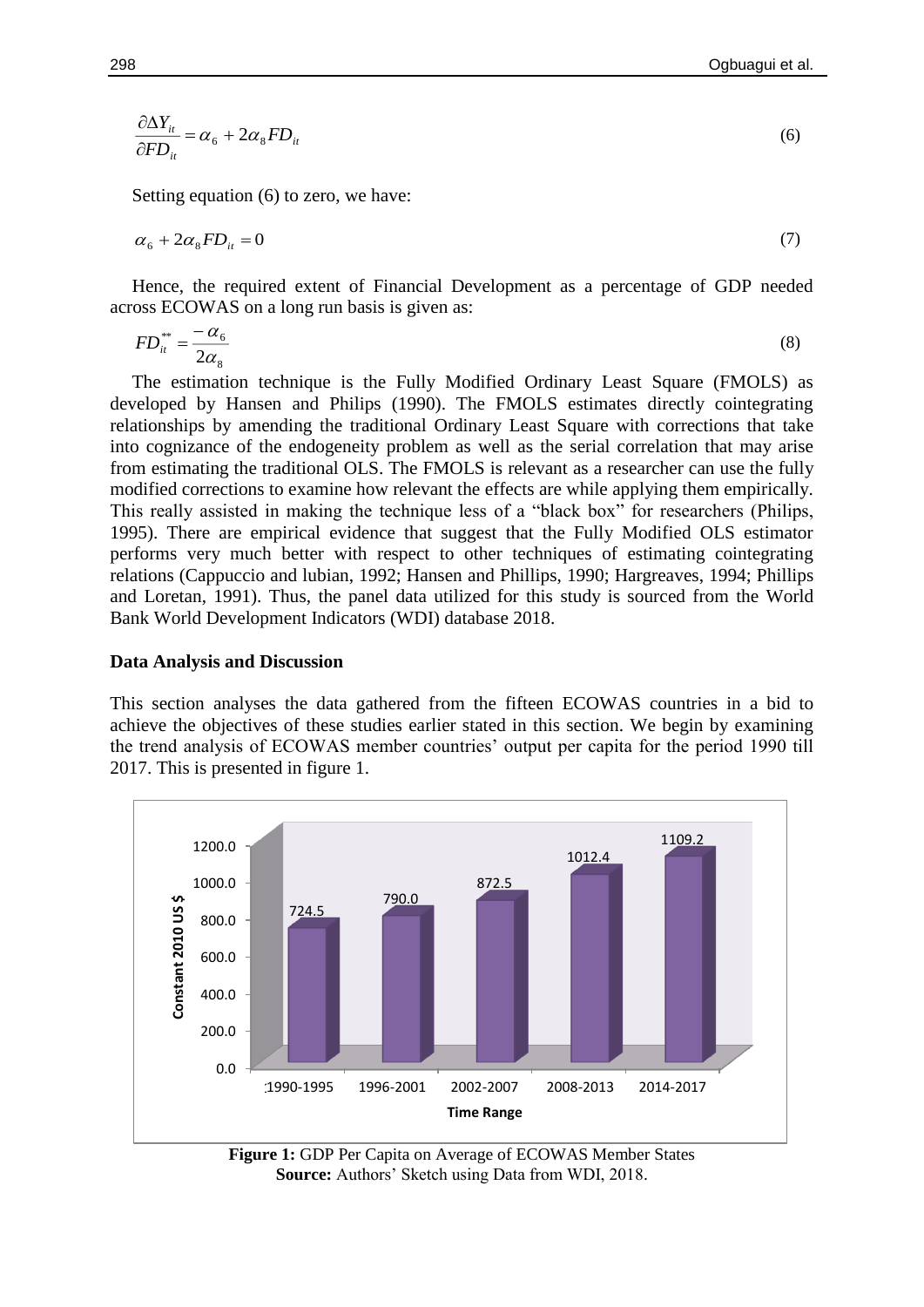$$\frac{\partial \Delta Y_{it}}{\partial FD_{it}} = \alpha_6 + 2\alpha_8 FD_{it} \tag{6}$$

Setting equation (6) to zero, we have:

$$\alpha_6 + 2\alpha_8 FD_{it} = 0 \tag{7}$$

Hence, the required extent of Financial Development as a percentage of GDP needed across ECOWAS on a long run basis is given as:

$$FD_{it}^{**} = \frac{-\alpha_6}{2\alpha_8} \tag{8}$$

The estimation technique is the Fully Modified Ordinary Least Square (FMOLS) as developed by Hansen and Philips (1990). The FMOLS estimates directly cointegrating relationships by amending the traditional Ordinary Least Square with corrections that take into cognizance of the endogeneity problem as well as the serial correlation that may arise from estimating the traditional OLS. The FMOLS is relevant as a researcher can use the fully modified corrections to examine how relevant the effects are while applying them empirically. This really assisted in making the technique less of a "black box" for researchers (Philips, 1995). There are empirical evidence that suggest that the Fully Modified OLS estimator performs very much better with respect to other techniques of estimating cointegrating relations (Cappuccio and lubian, 1992; Hansen and Phillips, 1990; Hargreaves, 1994; Phillips and Loretan, 1991). Thus, the panel data utilized for this study is sourced from the World Bank World Development Indicators (WDI) database 2018.

## Data Analysis and Discussion

This section analyses the data gathered from the fifteen ECOWAS countries in a bid to achieve the objectives of these studies earlier stated in this section. We begin by examining the trend analysis of ECOWAS member countries' output per capita for the period 1990 till 2017. This is presented in figure 1.

| Time Range | Constant 2010 US $ |
|---|---|
| 1990-1995 | 724.5 |
| 1996-2001 | 790.0 |
| 2002-2007 | 872.5 |
| 2008-2013 | 1012.4 |
| 2014-2017 | 1109.2 |

**Figure 1:** GDP Per Capita on Average of ECOWAS Member States
**Source:** Authors' Sketch using Data from WDI, 2018.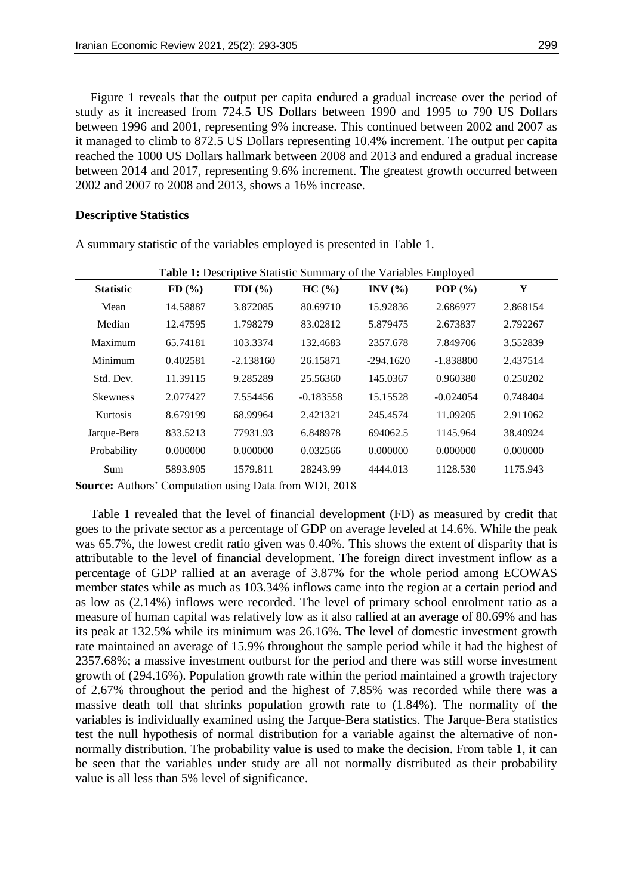Figure 1 reveals that the output per capita endured a gradual increase over the period of study as it increased from 724.5 US Dollars between 1990 and 1995 to 790 US Dollars between 1996 and 2001, representing 9% increase. This continued between 2002 and 2007 as it managed to climb to 872.5 US Dollars representing 10.4% increment. The output per capita reached the 1000 US Dollars hallmark between 2008 and 2013 and endured a gradual increase between 2014 and 2017, representing 9.6% increment. The greatest growth occurred between 2002 and 2007 to 2008 and 2013, shows a 16% increase.

**Descriptive Statistics**

A summary statistic of the variables employed is presented in Table 1.

**Table 1:** Descriptive Statistic Summary of the Variables Employed

| Statistic | FD (%) | FDI (%) | HC (%) | INV (%) | POP (%) | Y |
|---|---|---|---|---|---|---|
| Mean | 14.58887 | 3.872085 | 80.69710 | 15.92836 | 2.686977 | 2.868154 |
| Median | 12.47595 | 1.798279 | 83.02812 | 5.879475 | 2.673837 | 2.792267 |
| Maximum | 65.74181 | 103.3374 | 132.4683 | 2357.678 | 7.849706 | 3.552839 |
| Minimum | 0.402581 | -2.138160 | 26.15871 | -294.1620 | -1.838800 | 2.437514 |
| Std. Dev. | 11.39115 | 9.285289 | 25.56360 | 145.0367 | 0.960380 | 0.250202 |
| Skewness | 2.077427 | 7.554456 | -0.183558 | 15.15528 | -0.024054 | 0.748404 |
| Kurtosis | 8.679199 | 68.99964 | 2.421321 | 245.4574 | 11.09205 | 2.911062 |
| Jarque-Bera | 833.5213 | 77931.93 | 6.848978 | 694062.5 | 1145.964 | 38.40924 |
| Probability | 0.000000 | 0.000000 | 0.032566 | 0.000000 | 0.000000 | 0.000000 |
| Sum | 5893.905 | 1579.811 | 28243.99 | 4444.013 | 1128.530 | 1175.943 |

**Source:** Authors' Computation using Data from WDI, 2018

Table 1 revealed that the level of financial development (FD) as measured by credit that goes to the private sector as a percentage of GDP on average leveled at 14.6%. While the peak was 65.7%, the lowest credit ratio given was 0.40%. This shows the extent of disparity that is attributable to the level of financial development. The foreign direct investment inflow as a percentage of GDP rallied at an average of 3.87% for the whole period among ECOWAS member states while as much as 103.34% inflows came into the region at a certain period and as low as (2.14%) inflows were recorded. The level of primary school enrolment ratio as a measure of human capital was relatively low as it also rallied at an average of 80.69% and has its peak at 132.5% while its minimum was 26.16%. The level of domestic investment growth rate maintained an average of 15.9% throughout the sample period while it had the highest of 2357.68%; a massive investment outburst for the period and there was still worse investment growth of (294.16%). Population growth rate within the period maintained a growth trajectory of 2.67% throughout the period and the highest of 7.85% was recorded while there was a massive death toll that shrinks population growth rate to (1.84%). The normality of the variables is individually examined using the Jarque-Bera statistics. The Jarque-Bera statistics test the null hypothesis of normal distribution for a variable against the alternative of non-normally distribution. The probability value is used to make the decision. From table 1, it can be seen that the variables under study are all not normally distributed as their probability value is all less than 5% level of significance.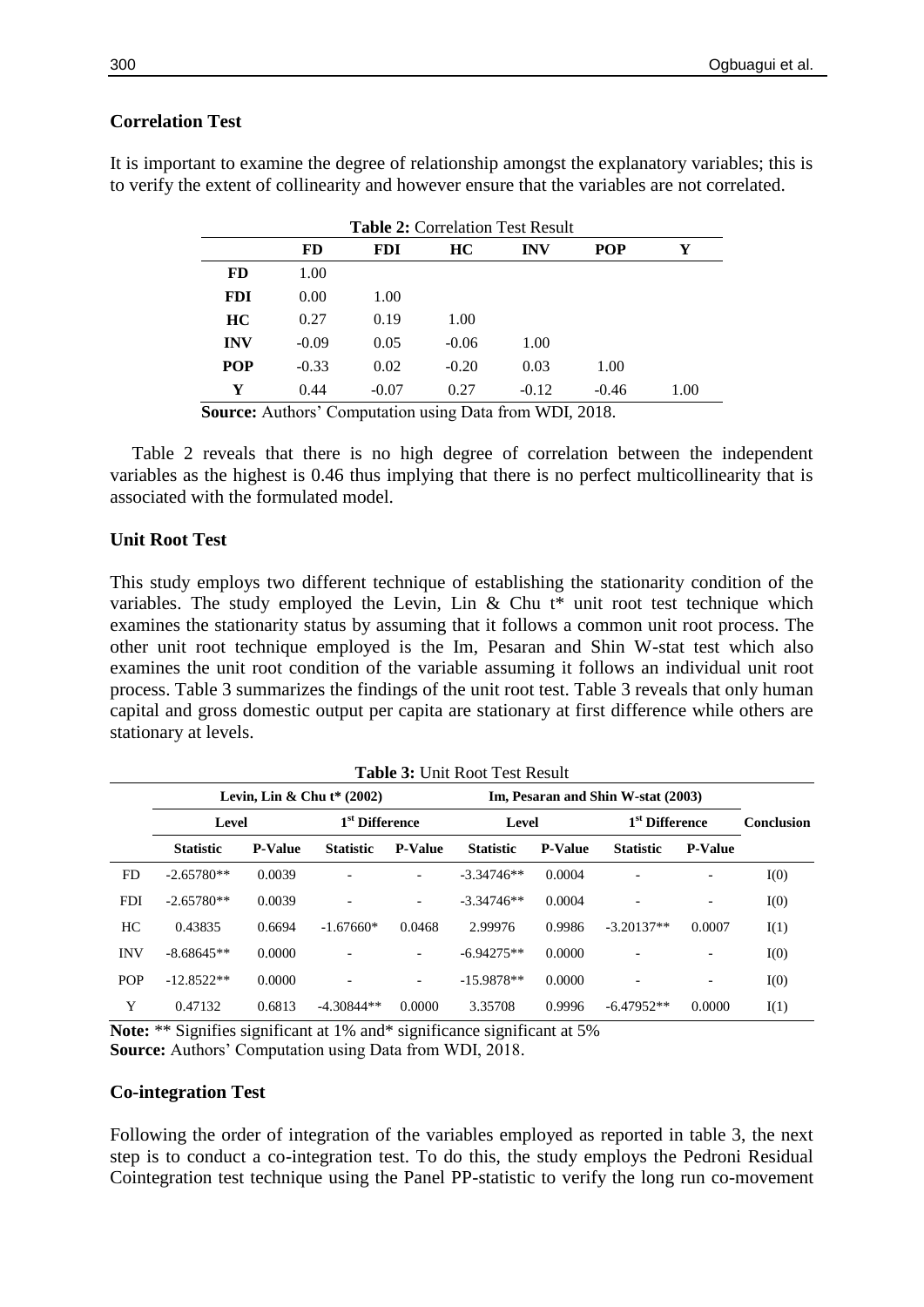### Correlation Test

It is important to examine the degree of relationship amongst the explanatory variables; this is to verify the extent of collinearity and however ensure that the variables are not correlated.

**Table 2:** Correlation Test Result

| | FD | FDI | HC | INV | POP | Y |
|---|---|---|---|---|---|---|
| **FD** | 1.00 | | | | | |
| **FDI** | 0.00 | 1.00 | | | | |
| **HC** | 0.27 | 0.19 | 1.00 | | | |
| **INV** | -0.09 | 0.05 | -0.06 | 1.00 | | |
| **POP** | -0.33 | 0.02 | -0.20 | 0.03 | 1.00 | |
| **Y** | 0.44 | -0.07 | 0.27 | -0.12 | -0.46 | 1.00 |

**Source:** Authors' Computation using Data from WDI, 2018.

Table 2 reveals that there is no high degree of correlation between the independent variables as the highest is 0.46 thus implying that there is no perfect multicollinearity that is associated with the formulated model.

### Unit Root Test

This study employs two different technique of establishing the stationarity condition of the variables. The study employed the Levin, Lin & Chu t* unit root test technique which examines the stationarity status by assuming that it follows a common unit root process. The other unit root technique employed is the Im, Pesaran and Shin W-stat test which also examines the unit root condition of the variable assuming it follows an individual unit root process. Table 3 summarizes the findings of the unit root test. Table 3 reveals that only human capital and gross domestic output per capita are stationary at first difference while others are stationary at levels.

**Table 3:** Unit Root Test Result

| | Levin, Lin & Chu t* (2002) | | | | Im, Pesaran and Shin W-stat (2003) | | | | Conclusion |
|---|---|---|---|---|---|---|---|---|---|
| | Level | | 1st Difference | | Level | | 1st Difference | | |
| | Statistic | P-Value | Statistic | P-Value | Statistic | P-Value | Statistic | P-Value | |
| FD | -2.65780** | 0.0039 | - | - | -3.34746** | 0.0004 | - | - | I(0) |
| FDI | -2.65780** | 0.0039 | - | - | -3.34746** | 0.0004 | - | - | I(0) |
| HC | 0.43835 | 0.6694 | -1.67660* | 0.0468 | 2.99976 | 0.9986 | -3.20137** | 0.0007 | I(1) |
| INV | -8.68645** | 0.0000 | - | - | -6.94275** | 0.0000 | - | - | I(0) |
| POP | -12.8522** | 0.0000 | - | - | -15.9878** | 0.0000 | - | - | I(0) |
| Y | 0.47132 | 0.6813 | -4.30844** | 0.0000 | 3.35708 | 0.9996 | -6.47952** | 0.0000 | I(1) |

**Note:** ** Signifies significant at 1% and* significance significant at 5%
**Source:** Authors' Computation using Data from WDI, 2018.

### Co-integration Test

Following the order of integration of the variables employed as reported in table 3, the next step is to conduct a co-integration test. To do this, the study employs the Pedroni Residual Cointegration test technique using the Panel PP-statistic to verify the long run co-movement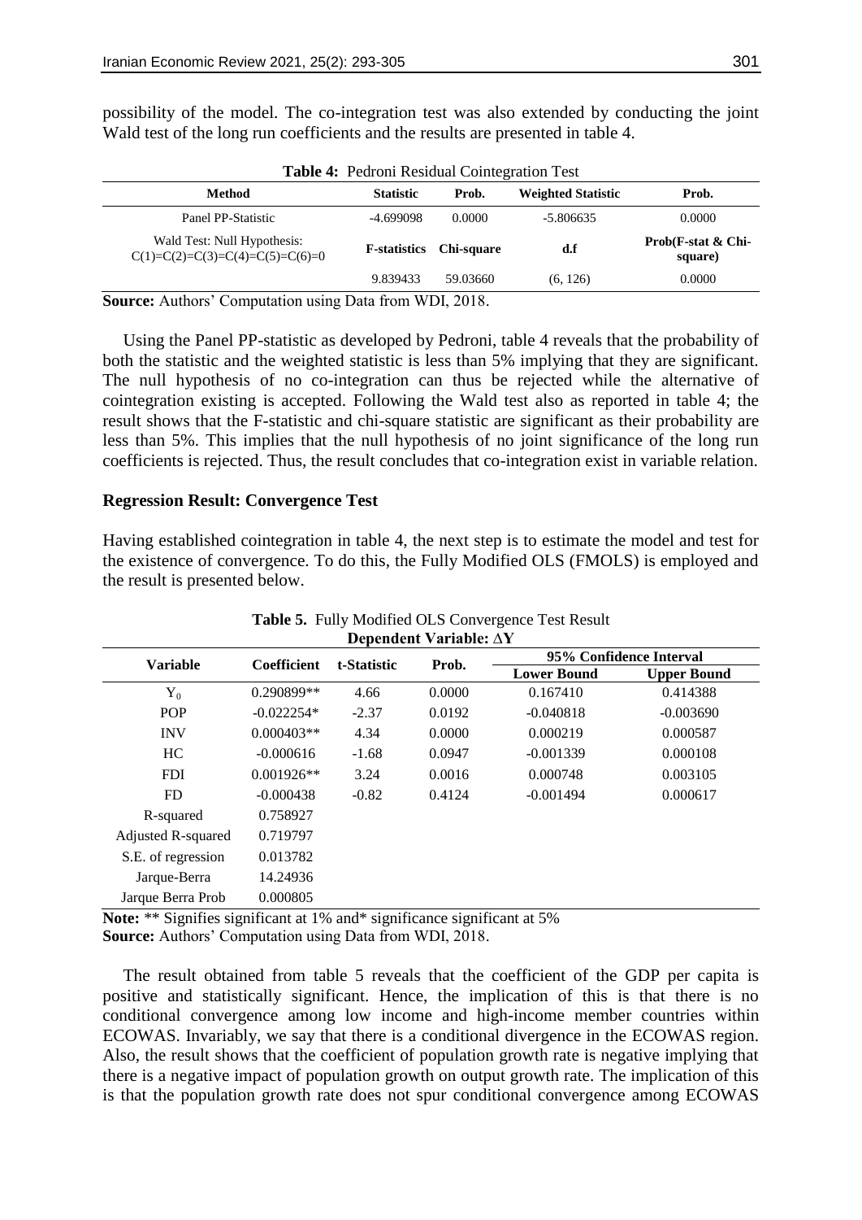possibility of the model. The co-integration test was also extended by conducting the joint Wald test of the long run coefficients and the results are presented in table 4.

**Table 4:** Pedroni Residual Cointegration Test

| Method | Statistic | Prob. | Weighted Statistic | Prob. |
|---|---|---|---|---|
| Panel PP-Statistic | -4.699098 | 0.0000 | -5.806635 | 0.0000 |
| Wald Test: Null Hypothesis: C(1)=C(2)=C(3)=C(4)=C(5)=C(6)=0 | **F-statistics** | **Chi-square** | **d.f** | **Prob(F-stat & Chi-square)** |
| | 9.839433 | 59.03660 | (6, 126) | 0.0000 |

**Source:** Authors' Computation using Data from WDI, 2018.

Using the Panel PP-statistic as developed by Pedroni, table 4 reveals that the probability of both the statistic and the weighted statistic is less than 5% implying that they are significant. The null hypothesis of no co-integration can thus be rejected while the alternative of cointegration existing is accepted. Following the Wald test also as reported in table 4; the result shows that the F-statistic and chi-square statistic are significant as their probability are less than 5%. This implies that the null hypothesis of no joint significance of the long run coefficients is rejected. Thus, the result concludes that co-integration exist in variable relation.

**Regression Result: Convergence Test**

Having established cointegration in table 4, the next step is to estimate the model and test for the existence of convergence. To do this, the Fully Modified OLS (FMOLS) is employed and the result is presented below.

**Table 5.** Fully Modified OLS Convergence Test Result
**Dependent Variable: ∆Y**

| Variable | Coefficient | t-Statistic | Prob. | 95% Confidence Interval | |
|---|---|---|---|---|---|
| | | | | Lower Bound | Upper Bound |
| $Y_0$ | 0.290899** | 4.66 | 0.0000 | 0.167410 | 0.414388 |
| POP | -0.022254* | -2.37 | 0.0192 | -0.040818 | -0.003690 |
| INV | 0.000403** | 4.34 | 0.0000 | 0.000219 | 0.000587 |
| HC | -0.000616 | -1.68 | 0.0947 | -0.001339 | 0.000108 |
| FDI | 0.001926** | 3.24 | 0.0016 | 0.000748 | 0.003105 |
| FD | -0.000438 | -0.82 | 0.4124 | -0.001494 | 0.000617 |
| R-squared | 0.758927 | | | | |
| Adjusted R-squared | 0.719797 | | | | |
| S.E. of regression | 0.013782 | | | | |
| Jarque-Berra | 14.24936 | | | | |
| Jarque Berra Prob | 0.000805 | | | | |

**Note:** ** Signifies significant at 1% and* significance significant at 5%
**Source:** Authors' Computation using Data from WDI, 2018.

The result obtained from table 5 reveals that the coefficient of the GDP per capita is positive and statistically significant. Hence, the implication of this is that there is no conditional convergence among low income and high-income member countries within ECOWAS. Invariably, we say that there is a conditional divergence in the ECOWAS region. Also, the result shows that the coefficient of population growth rate is negative implying that there is a negative impact of population growth on output growth rate. The implication of this is that the population growth rate does not spur conditional convergence among ECOWAS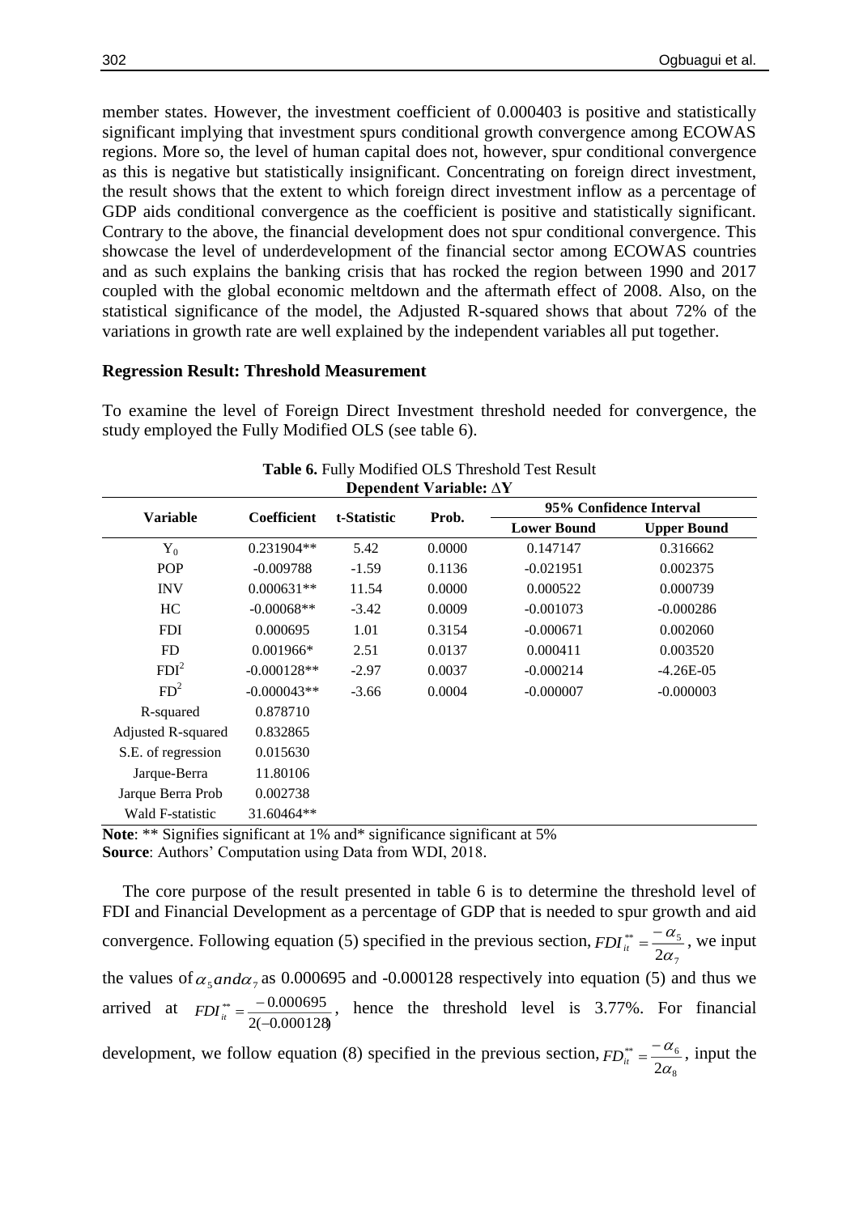member states. However, the investment coefficient of 0.000403 is positive and statistically significant implying that investment spurs conditional growth convergence among ECOWAS regions. More so, the level of human capital does not, however, spur conditional convergence as this is negative but statistically insignificant. Concentrating on foreign direct investment, the result shows that the extent to which foreign direct investment inflow as a percentage of GDP aids conditional convergence as the coefficient is positive and statistically significant. Contrary to the above, the financial development does not spur conditional convergence. This showcase the level of underdevelopment of the financial sector among ECOWAS countries and as such explains the banking crisis that has rocked the region between 1990 and 2017 coupled with the global economic meltdown and the aftermath effect of 2008. Also, on the statistical significance of the model, the Adjusted R-squared shows that about 72% of the variations in growth rate are well explained by the independent variables all put together.

### Regression Result: Threshold Measurement

To examine the level of Foreign Direct Investment threshold needed for convergence, the study employed the Fully Modified OLS (see table 6).

**Table 6.** Fully Modified OLS Threshold Test Result
**Dependent Variable: ∆Y**

| Variable | Coefficient | t-Statistic | Prob. | 95% Confidence Interval | |
|---|---|---|---|---|---|
| | | | | Lower Bound | Upper Bound |
| $Y_0$ | 0.231904** | 5.42 | 0.0000 | 0.147147 | 0.316662 |
| POP | -0.009788 | -1.59 | 0.1136 | -0.021951 | 0.002375 |
| INV | 0.000631** | 11.54 | 0.0000 | 0.000522 | 0.000739 |
| HC | -0.00068** | -3.42 | 0.0009 | -0.001073 | -0.000286 |
| FDI | 0.000695 | 1.01 | 0.3154 | -0.000671 | 0.002060 |
| FD | 0.001966* | 2.51 | 0.0137 | 0.000411 | 0.003520 |
| $FDI^2$ | -0.000128** | -2.97 | 0.0037 | -0.000214 | -4.26E-05 |
| $FD^2$ | -0.000043** | -3.66 | 0.0004 | -0.000007 | -0.000003 |
| R-squared | 0.878710 | | | | |
| Adjusted R-squared | 0.832865 | | | | |
| S.E. of regression | 0.015630 | | | | |
| Jarque-Berra | 11.80106 | | | | |
| Jarque Berra Prob | 0.002738 | | | | |
| Wald F-statistic | 31.60464** | | | | |

**Note**: ** Signifies significant at 1% and* significance significant at 5%
**Source**: Authors' Computation using Data from WDI, 2018.

The core purpose of the result presented in table 6 is to determine the threshold level of FDI and Financial Development as a percentage of GDP that is needed to spur growth and aid convergence. Following equation (5) specified in the previous section, $FDI_{it}^{**} = \frac{-\alpha_5}{2\alpha_7}$, we input the values of $\alpha_5 and \alpha_7$ as 0.000695 and -0.000128 respectively into equation (5) and thus we arrived at $FDI_{it}^{**} = \frac{-0.000695}{2(-0.000128)}$, hence the threshold level is 3.77%. For financial development, we follow equation (8) specified in the previous section, $FD_{it}^{**} = \frac{-\alpha_6}{2\alpha_8}$, input the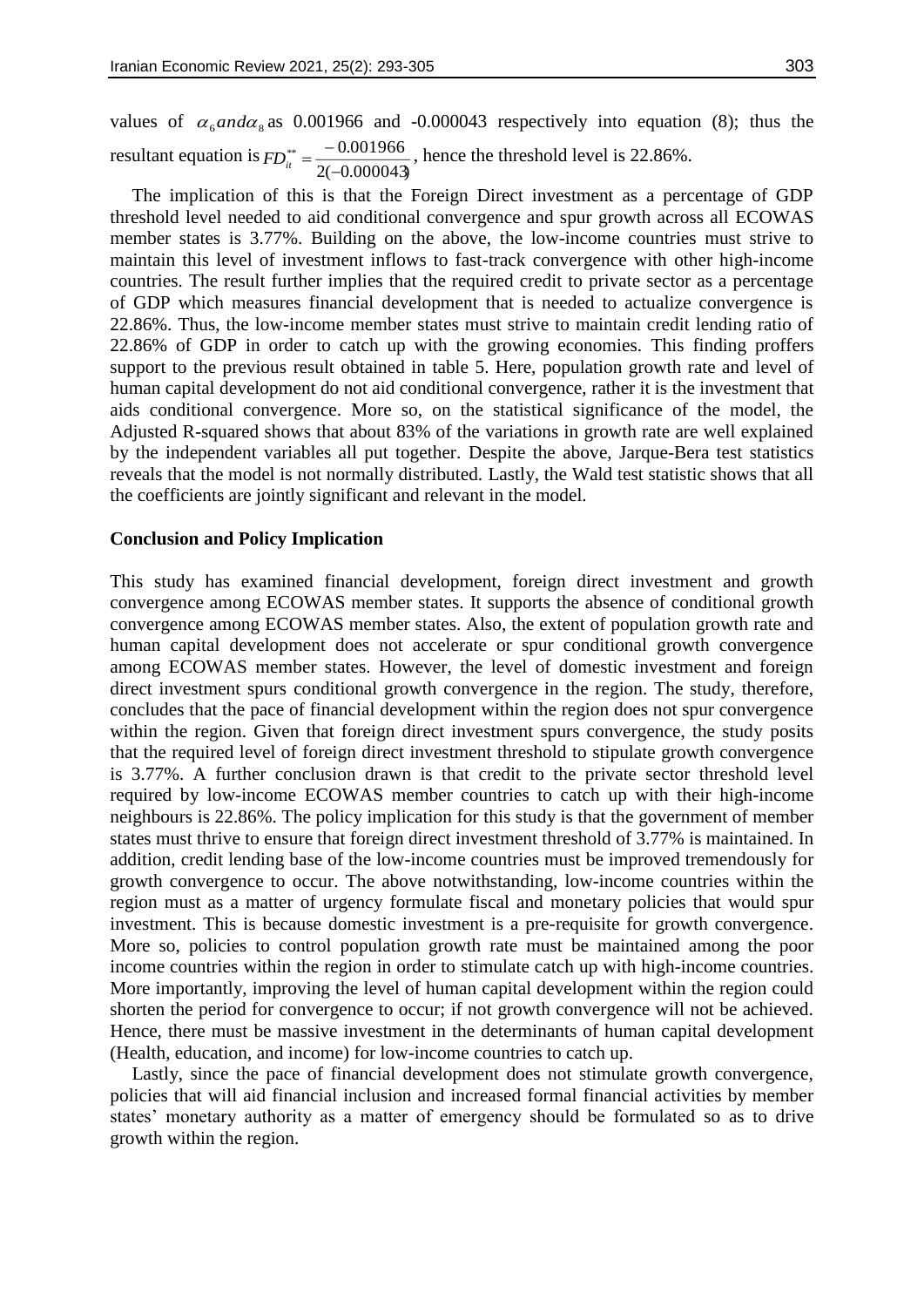values of $\alpha_6 and \alpha_8$ as 0.001966 and -0.000043 respectively into equation (8); thus the resultant equation is $FD_{it}^{**} = \frac{-0.001966}{2(-0.000043)}$, hence the threshold level is 22.86%.

The implication of this is that the Foreign Direct investment as a percentage of GDP threshold level needed to aid conditional convergence and spur growth across all ECOWAS member states is 3.77%. Building on the above, the low-income countries must strive to maintain this level of investment inflows to fast-track convergence with other high-income countries. The result further implies that the required credit to private sector as a percentage of GDP which measures financial development that is needed to actualize convergence is 22.86%. Thus, the low-income member states must strive to maintain credit lending ratio of 22.86% of GDP in order to catch up with the growing economies. This finding proffers support to the previous result obtained in table 5. Here, population growth rate and level of human capital development do not aid conditional convergence, rather it is the investment that aids conditional convergence. More so, on the statistical significance of the model, the Adjusted R-squared shows that about 83% of the variations in growth rate are well explained by the independent variables all put together. Despite the above, Jarque-Bera test statistics reveals that the model is not normally distributed. Lastly, the Wald test statistic shows that all the coefficients are jointly significant and relevant in the model.

## Conclusion and Policy Implication

This study has examined financial development, foreign direct investment and growth convergence among ECOWAS member states. It supports the absence of conditional growth convergence among ECOWAS member states. Also, the extent of population growth rate and human capital development does not accelerate or spur conditional growth convergence among ECOWAS member states. However, the level of domestic investment and foreign direct investment spurs conditional growth convergence in the region. The study, therefore, concludes that the pace of financial development within the region does not spur convergence within the region. Given that foreign direct investment spurs convergence, the study posits that the required level of foreign direct investment threshold to stipulate growth convergence is 3.77%. A further conclusion drawn is that credit to the private sector threshold level required by low-income ECOWAS member countries to catch up with their high-income neighbours is 22.86%. The policy implication for this study is that the government of member states must thrive to ensure that foreign direct investment threshold of 3.77% is maintained. In addition, credit lending base of the low-income countries must be improved tremendously for growth convergence to occur. The above notwithstanding, low-income countries within the region must as a matter of urgency formulate fiscal and monetary policies that would spur investment. This is because domestic investment is a pre-requisite for growth convergence. More so, policies to control population growth rate must be maintained among the poor income countries within the region in order to stimulate catch up with high-income countries. More importantly, improving the level of human capital development within the region could shorten the period for convergence to occur; if not growth convergence will not be achieved. Hence, there must be massive investment in the determinants of human capital development (Health, education, and income) for low-income countries to catch up.

Lastly, since the pace of financial development does not stimulate growth convergence, policies that will aid financial inclusion and increased formal financial activities by member states' monetary authority as a matter of emergency should be formulated so as to drive growth within the region.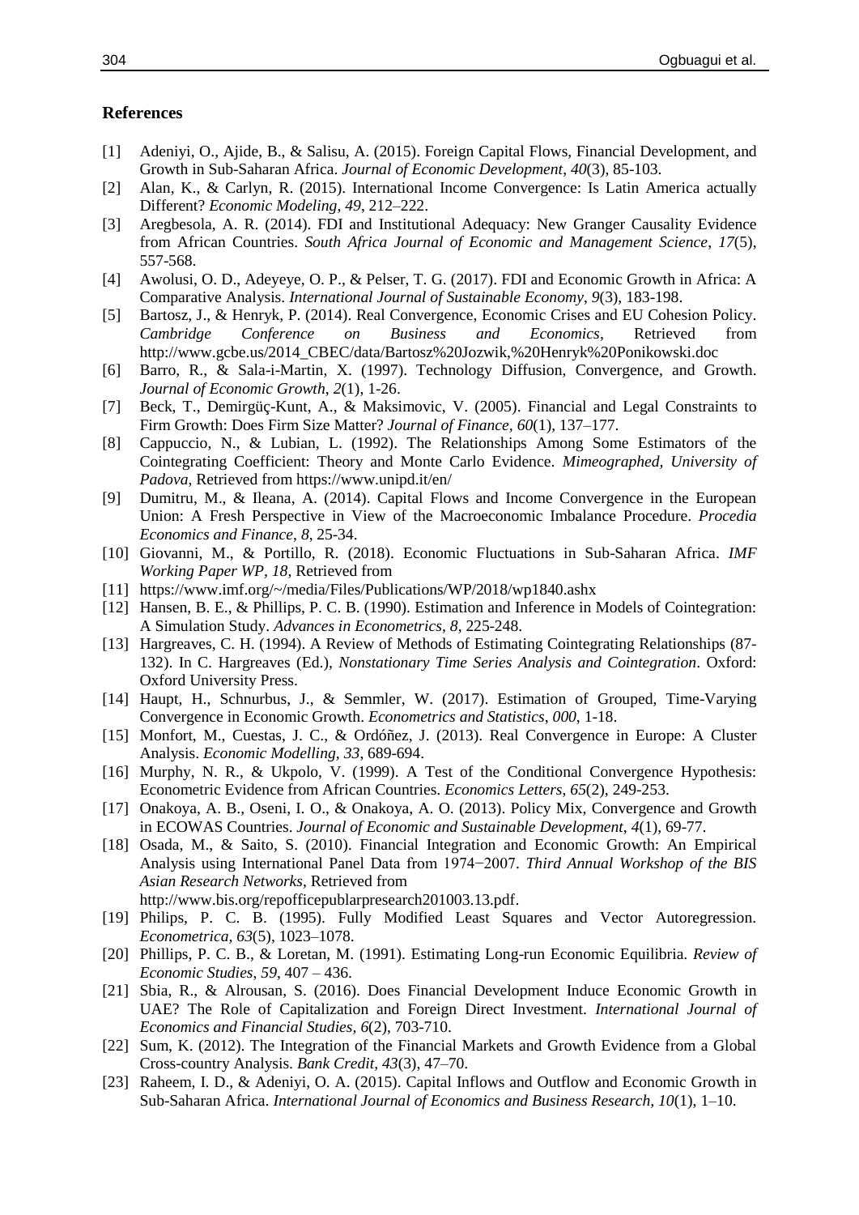## References

[1] Adeniyi, O., Ajide, B., & Salisu, A. (2015). Foreign Capital Flows, Financial Development, and Growth in Sub-Saharan Africa. *Journal of Economic Development*, *40*(3), 85-103.

[2] Alan, K., & Carlyn, R. (2015). International Income Convergence: Is Latin America actually Different? *Economic Modeling*, *49*, 212–222.

[3] Aregbesola, A. R. (2014). FDI and Institutional Adequacy: New Granger Causality Evidence from African Countries. *South Africa Journal of Economic and Management Science*, *17*(5), 557-568.

[4] Awolusi, O. D., Adeyeye, O. P., & Pelser, T. G. (2017). FDI and Economic Growth in Africa: A Comparative Analysis. *International Journal of Sustainable Economy*, *9*(3), 183-198.

[5] Bartosz, J., & Henryk, P. (2014). Real Convergence, Economic Crises and EU Cohesion Policy. *Cambridge Conference on Business and Economics*, Retrieved from http://www.gcbe.us/2014_CBEC/data/Bartosz%20Jozwik,%20Henryk%20Ponikowski.doc

[6] Barro, R., & Sala-i-Martin, X. (1997). Technology Diffusion, Convergence, and Growth. *Journal of Economic Growth*, *2*(1), 1-26.

[7] Beck, T., Demirgüç-Kunt, A., & Maksimovic, V. (2005). Financial and Legal Constraints to Firm Growth: Does Firm Size Matter? *Journal of Finance*, *60*(1), 137–177.

[8] Cappuccio, N., & Lubian, L. (1992). The Relationships Among Some Estimators of the Cointegrating Coefficient: Theory and Monte Carlo Evidence. *Mimeographed, University of Padova*, Retrieved from https://www.unipd.it/en/

[9] Dumitru, M., & Ileana, A. (2014). Capital Flows and Income Convergence in the European Union: A Fresh Perspective in View of the Macroeconomic Imbalance Procedure. *Procedia Economics and Finance*, *8*, 25-34.

[10] Giovanni, M., & Portillo, R. (2018). Economic Fluctuations in Sub-Saharan Africa. *IMF Working Paper WP, 18*, Retrieved from

[11] https://www.imf.org/~/media/Files/Publications/WP/2018/wp1840.ashx

[12] Hansen, B. E., & Phillips, P. C. B. (1990). Estimation and Inference in Models of Cointegration: A Simulation Study. *Advances in Econometrics*, *8*, 225-248.

[13] Hargreaves, C. H. (1994). A Review of Methods of Estimating Cointegrating Relationships (87-132). In C. Hargreaves (Ed.), *Nonstationary Time Series Analysis and Cointegration*. Oxford: Oxford University Press.

[14] Haupt, H., Schnurbus, J., & Semmler, W. (2017). Estimation of Grouped, Time-Varying Convergence in Economic Growth. *Econometrics and Statistics*, *000*, 1-18.

[15] Monfort, M., Cuestas, J. C., & Ordóñez, J. (2013). Real Convergence in Europe: A Cluster Analysis. *Economic Modelling*, *33*, 689-694.

[16] Murphy, N. R., & Ukpolo, V. (1999). A Test of the Conditional Convergence Hypothesis: Econometric Evidence from African Countries. *Economics Letters*, *65*(2), 249-253.

[17] Onakoya, A. B., Oseni, I. O., & Onakoya, A. O. (2013). Policy Mix, Convergence and Growth in ECOWAS Countries. *Journal of Economic and Sustainable Development*, *4*(1), 69-77.

[18] Osada, M., & Saito, S. (2010). Financial Integration and Economic Growth: An Empirical Analysis using International Panel Data from 1974−2007. *Third Annual Workshop of the BIS Asian Research Networks*, Retrieved from http://www.bis.org/repofficepublarpresearch201003.13.pdf.

[19] Philips, P. C. B. (1995). Fully Modified Least Squares and Vector Autoregression. *Econometrica*, *63*(5), 1023–1078.

[20] Phillips, P. C. B., & Loretan, M. (1991). Estimating Long-run Economic Equilibria. *Review of Economic Studies*, *59*, 407 – 436.

[21] Sbia, R., & Alrousan, S. (2016). Does Financial Development Induce Economic Growth in UAE? The Role of Capitalization and Foreign Direct Investment. *International Journal of Economics and Financial Studies*, *6*(2), 703-710.

[22] Sum, K. (2012). The Integration of the Financial Markets and Growth Evidence from a Global Cross-country Analysis. *Bank Credit*, *43*(3), 47–70.

[23] Raheem, I. D., & Adeniyi, O. A. (2015). Capital Inflows and Outflow and Economic Growth in Sub-Saharan Africa. *International Journal of Economics and Business Research*, *10*(1), 1–10.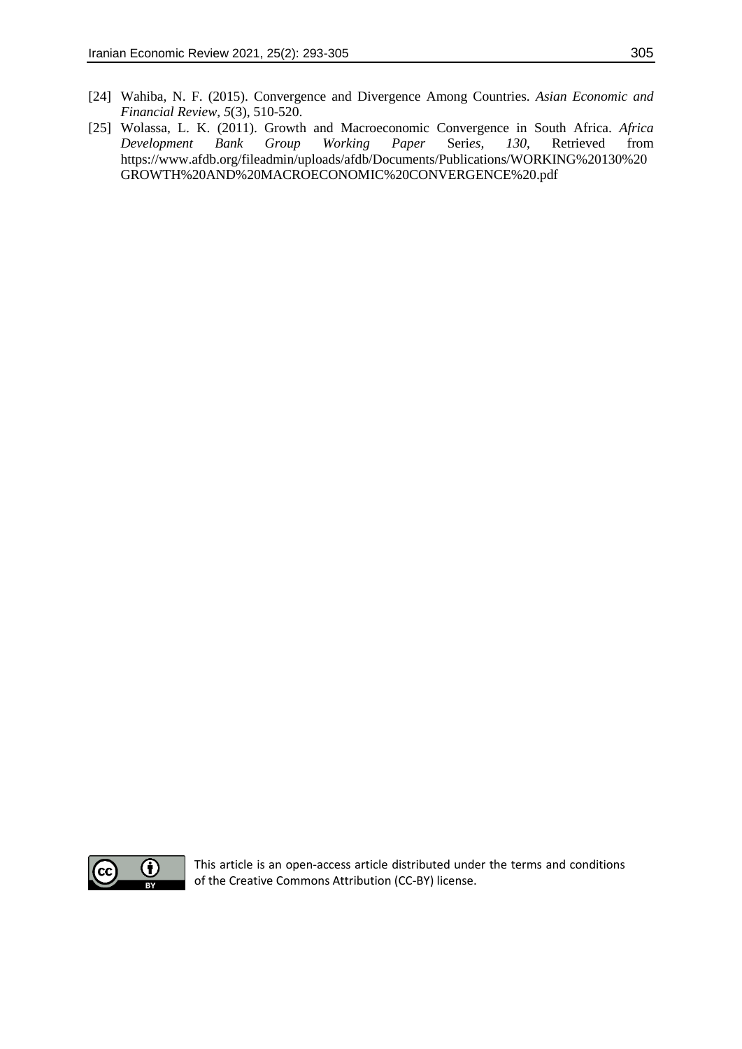[24] Wahiba, N. F. (2015). Convergence and Divergence Among Countries. *Asian Economic and Financial Review*, *5*(3), 510-520.

[25] Wolassa, L. K. (2011). Growth and Macroeconomic Convergence in South Africa. *Africa Development Bank Group Working Paper* Seri*es, 130*, Retrieved from https://www.afdb.org/fileadmin/uploads/afdb/Documents/Publications/WORKING%20130%20GROWTH%20AND%20MACROECONOMIC%20CONVERGENCE%20.pdf

This article is an open-access article distributed under the terms and conditions of the Creative Commons Attribution (CC-BY) license.